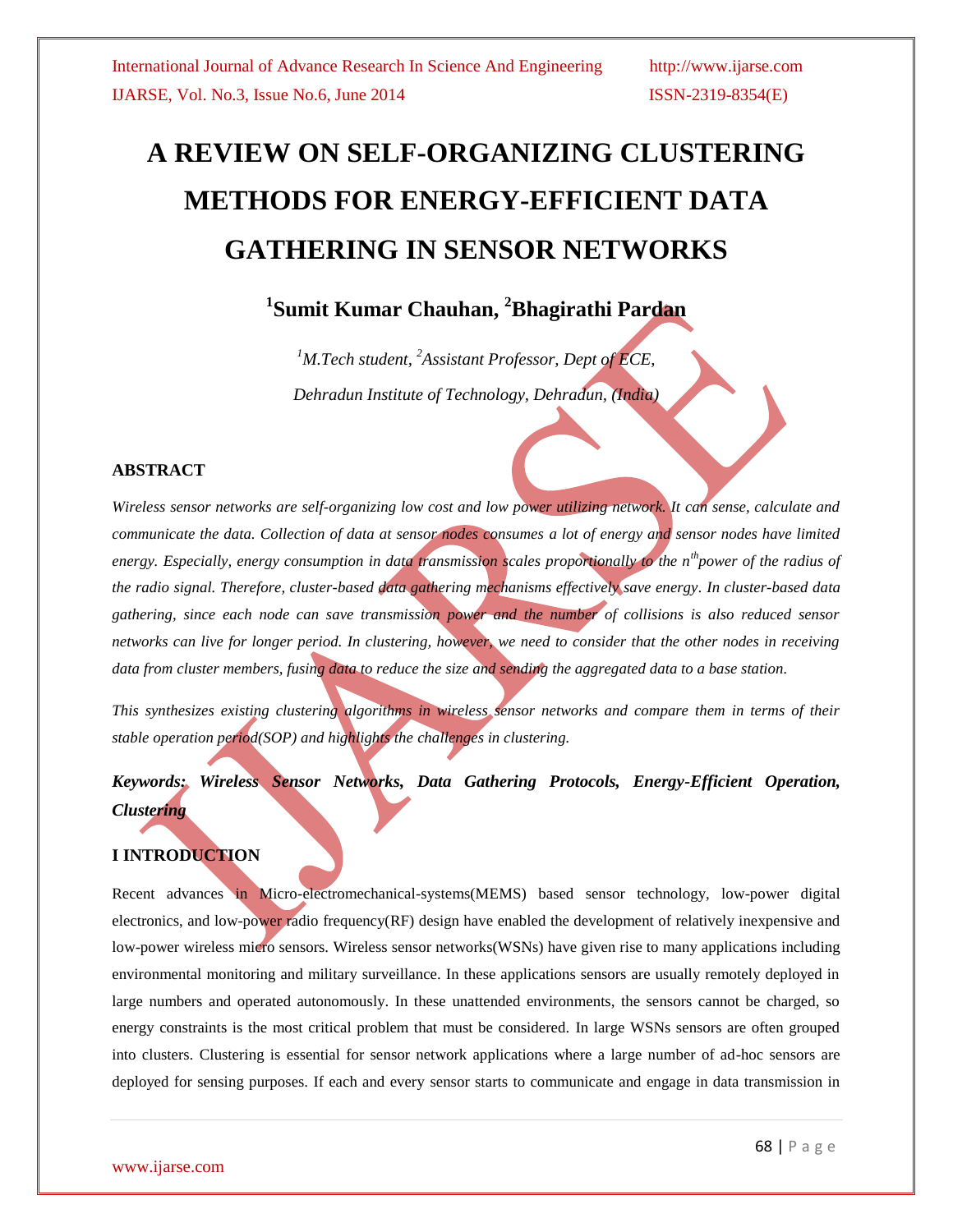# A REVIEW ON SELF-ORGANIZING CLUSTERING METHODS FOR ENERGY-EFFICIENT DATA GATHERING IN SENSOR NETWORKS

**[1]Sumit Kumar Chauhan, [2]Bhagirathi Pardan**

*[1]M.Tech student, [2]Assistant Professor, Dept of ECE,*

*Dehradun Institute of Technology, Dehradun, (India)*

## ABSTRACT

*Wireless sensor networks are self-organizing low cost and low power utilizing network. It can sense, calculate and communicate the data. Collection of data at sensor nodes consumes a lot of energy and sensor nodes have limited energy. Especially, energy consumption in data transmission scales proportionally to the $n^{th}$power of the radius of the radio signal. Therefore, cluster-based data gathering mechanisms effectively save energy. In cluster-based data gathering, since each node can save transmission power and the number of collisions is also reduced sensor networks can live for longer period. In clustering, however, we need to consider that the other nodes in receiving data from cluster members, fusing data to reduce the size and sending the aggregated data to a base station.*

*This synthesizes existing clustering algorithms in wireless sensor networks and compare them in terms of their stable operation period(SOP) and highlights the challenges in clustering.*

***Keywords: Wireless Sensor Networks, Data Gathering Protocols, Energy-Efficient Operation, Clustering***

## I INTRODUCTION

Recent advances in Micro-electromechanical-systems(MEMS) based sensor technology, low-power digital electronics, and low-power radio frequency(RF) design have enabled the development of relatively inexpensive and low-power wireless micro sensors. Wireless sensor networks(WSNs) have given rise to many applications including environmental monitoring and military surveillance. In these applications sensors are usually remotely deployed in large numbers and operated autonomously. In these unattended environments, the sensors cannot be charged, so energy constraints is the most critical problem that must be considered. In large WSNs sensors are often grouped into clusters. Clustering is essential for sensor network applications where a large number of ad-hoc sensors are deployed for sensing purposes. If each and every sensor starts to communicate and engage in data transmission in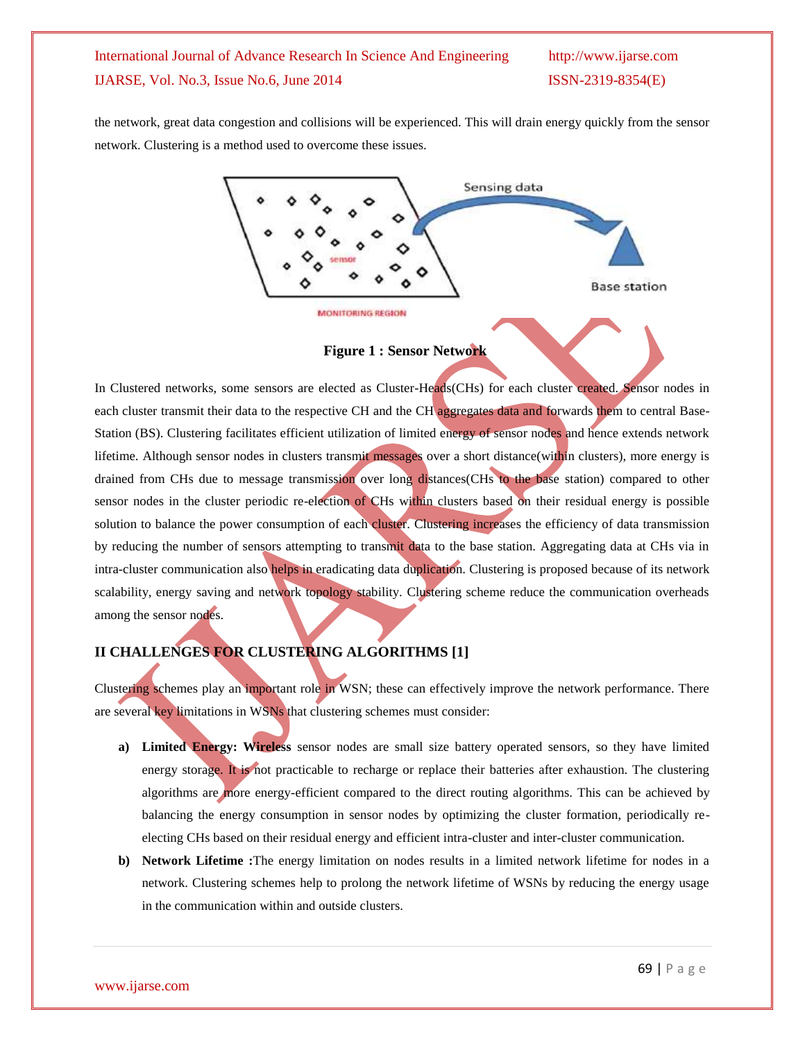the network, great data congestion and collisions will be experienced. This will drain energy quickly from the sensor network. Clustering is a method used to overcome these issues.

**Figure 1 : Sensor Network**

In Clustered networks, some sensors are elected as Cluster-Heads(CHs) for each cluster created. Sensor nodes in each cluster transmit their data to the respective CH and the CH aggregates data and forwards them to central Base-Station (BS). Clustering facilitates efficient utilization of limited energy of sensor nodes and hence extends network lifetime. Although sensor nodes in clusters transmit messages over a short distance(within clusters), more energy is drained from CHs due to message transmission over long distances(CHs to the base station) compared to other sensor nodes in the cluster periodic re-election of CHs within clusters based on their residual energy is possible solution to balance the power consumption of each cluster. Clustering increases the efficiency of data transmission by reducing the number of sensors attempting to transmit data to the base station. Aggregating data at CHs via in intra-cluster communication also helps in eradicating data duplication. Clustering is proposed because of its network scalability, energy saving and network topology stability. Clustering scheme reduce the communication overheads among the sensor nodes.

## II CHALLENGES FOR CLUSTERING ALGORITHMS [1]

Clustering schemes play an important role in WSN; these can effectively improve the network performance. There are several key limitations in WSNs that clustering schemes must consider:

a) **Limited Energy: Wireless** sensor nodes are small size battery operated sensors, so they have limited energy storage. It is not practicable to recharge or replace their batteries after exhaustion. The clustering algorithms are more energy-efficient compared to the direct routing algorithms. This can be achieved by balancing the energy consumption in sensor nodes by optimizing the cluster formation, periodically re-electing CHs based on their residual energy and efficient intra-cluster and inter-cluster communication.

b) **Network Lifetime :**The energy limitation on nodes results in a limited network lifetime for nodes in a network. Clustering schemes help to prolong the network lifetime of WSNs by reducing the energy usage in the communication within and outside clusters.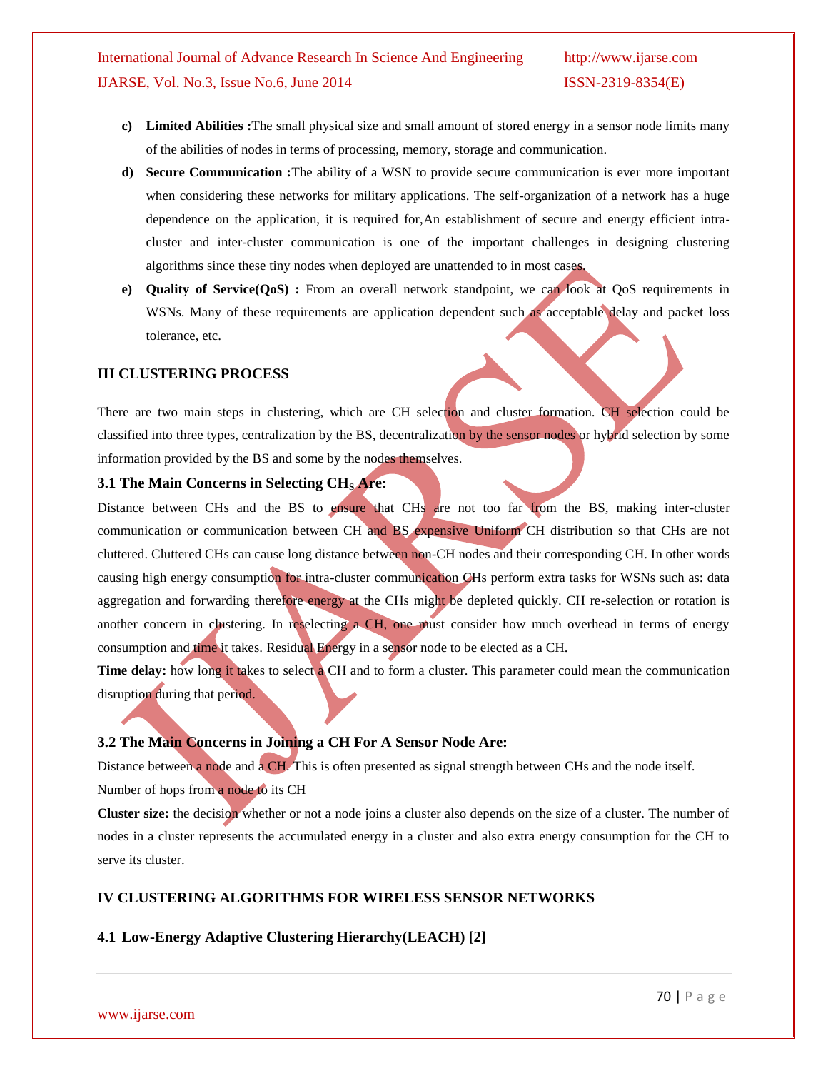- **c) Limited Abilities :**The small physical size and small amount of stored energy in a sensor node limits many of the abilities of nodes in terms of processing, memory, storage and communication.
- **d) Secure Communication :**The ability of a WSN to provide secure communication is ever more important when considering these networks for military applications. The self-organization of a network has a huge dependence on the application, it is required for,An establishment of secure and energy efficient intra-cluster and inter-cluster communication is one of the important challenges in designing clustering algorithms since these tiny nodes when deployed are unattended to in most cases.
- **e) Quality of Service(QoS) :** From an overall network standpoint, we can look at QoS requirements in WSNs. Many of these requirements are application dependent such as acceptable delay and packet loss tolerance, etc.

## III CLUSTERING PROCESS

There are two main steps in clustering, which are CH selection and cluster formation. CH selection could be classified into three types, centralization by the BS, decentralization by the sensor nodes or hybrid selection by some information provided by the BS and some by the nodes themselves.

### 3.1 The Main Concerns in Selecting CH$_s$ Are:

Distance between CHs and the BS to ensure that CHs are not too far from the BS, making inter-cluster communication or communication between CH and BS expensive Uniform CH distribution so that CHs are not cluttered. Cluttered CHs can cause long distance between non-CH nodes and their corresponding CH. In other words causing high energy consumption for intra-cluster communication CHs perform extra tasks for WSNs such as: data aggregation and forwarding therefore energy at the CHs might be depleted quickly. CH re-selection or rotation is another concern in clustering. In reselecting a CH, one must consider how much overhead in terms of energy consumption and time it takes. Residual Energy in a sensor node to be elected as a CH.

**Time delay:** how long it takes to select a CH and to form a cluster. This parameter could mean the communication disruption during that period.

### 3.2 The Main Concerns in Joining a CH For A Sensor Node Are:

Distance between a node and a CH. This is often presented as signal strength between CHs and the node itself.

Number of hops from a node to its CH

**Cluster size:** the decision whether or not a node joins a cluster also depends on the size of a cluster. The number of nodes in a cluster represents the accumulated energy in a cluster and also extra energy consumption for the CH to serve its cluster.

## IV CLUSTERING ALGORITHMS FOR WIRELESS SENSOR NETWORKS

### 4.1 Low-Energy Adaptive Clustering Hierarchy(LEACH) [2]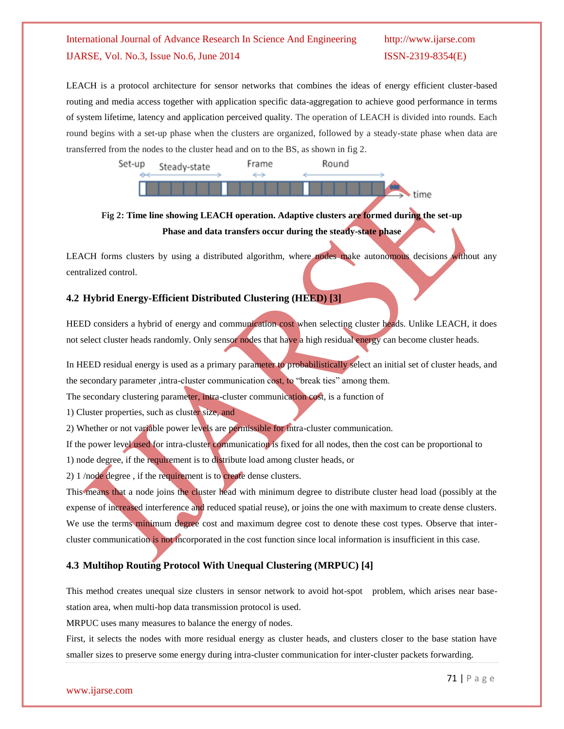LEACH is a protocol architecture for sensor networks that combines the ideas of energy efficient cluster-based routing and media access together with application specific data-aggregation to achieve good performance in terms of system lifetime, latency and application perceived quality. The operation of LEACH is divided into rounds. Each round begins with a set-up phase when the clusters are organized, followed by a steady-state phase when data are transferred from the nodes to the cluster head and on to the BS, as shown in fig 2.

**Fig 2: Time line showing LEACH operation. Adaptive clusters are formed during the set-up Phase and data transfers occur during the steady-state phase**

LEACH forms clusters by using a distributed algorithm, where nodes make autonomous decisions without any centralized control.

### 4.2 Hybrid Energy-Efficient Distributed Clustering (HEED) [3]

HEED considers a hybrid of energy and communication cost when selecting cluster heads. Unlike LEACH, it does not select cluster heads randomly. Only sensor nodes that have a high residual energy can become cluster heads.

In HEED residual energy is used as a primary parameter to probabilistically select an initial set of cluster heads, and the secondary parameter ,intra-cluster communication cost, to "break ties" among them.

The secondary clustering parameter, intra-cluster communication cost, is a function of

1) Cluster properties, such as cluster size, and

2) Whether or not variable power levels are permissible for intra-cluster communication.

If the power level used for intra-cluster communication is fixed for all nodes, then the cost can be proportional to

1) node degree, if the requirement is to distribute load among cluster heads, or

2) 1 /node degree , if the requirement is to create dense clusters.

This means that a node joins the cluster head with minimum degree to distribute cluster head load (possibly at the expense of increased interference and reduced spatial reuse), or joins the one with maximum to create dense clusters. We use the terms minimum degree cost and maximum degree cost to denote these cost types. Observe that inter-cluster communication is not incorporated in the cost function since local information is insufficient in this case.

### 4.3 Multihop Routing Protocol With Unequal Clustering (MRPUC) [4]

This method creates unequal size clusters in sensor network to avoid hot-spot problem, which arises near base-station area, when multi-hop data transmission protocol is used.

MRPUC uses many measures to balance the energy of nodes.

First, it selects the nodes with more residual energy as cluster heads, and clusters closer to the base station have smaller sizes to preserve some energy during intra-cluster communication for inter-cluster packets forwarding.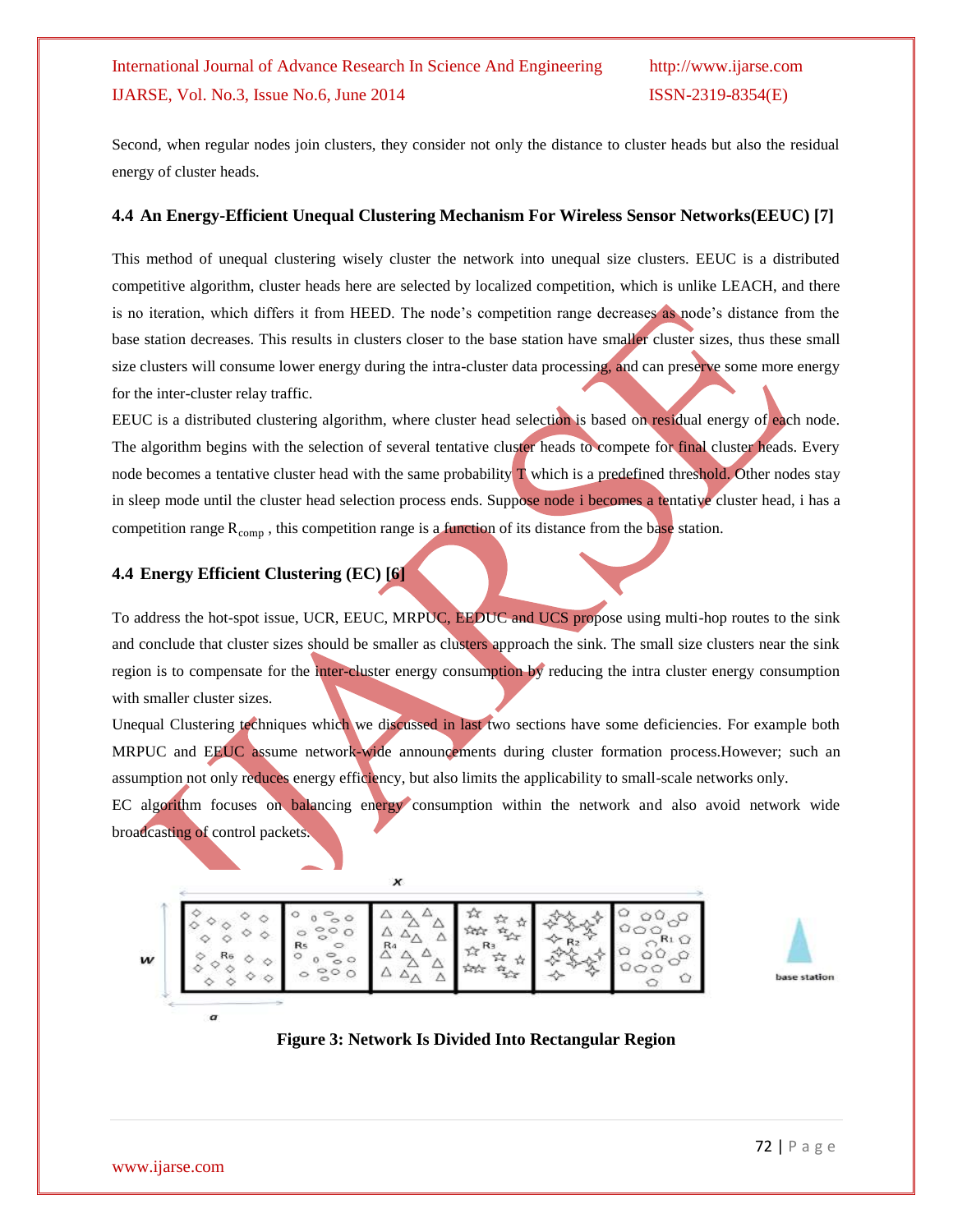Second, when regular nodes join clusters, they consider not only the distance to cluster heads but also the residual energy of cluster heads.

### 4.4 An Energy-Efficient Unequal Clustering Mechanism For Wireless Sensor Networks(EEUC) [7]

This method of unequal clustering wisely cluster the network into unequal size clusters. EEUC is a distributed competitive algorithm, cluster heads here are selected by localized competition, which is unlike LEACH, and there is no iteration, which differs it from HEED. The node's competition range decreases as node's distance from the base station decreases. This results in clusters closer to the base station have smaller cluster sizes, thus these small size clusters will consume lower energy during the intra-cluster data processing, and can preserve some more energy for the inter-cluster relay traffic.

EEUC is a distributed clustering algorithm, where cluster head selection is based on residual energy of each node. The algorithm begins with the selection of several tentative cluster heads to compete for final cluster heads. Every node becomes a tentative cluster head with the same probability T which is a predefined threshold. Other nodes stay in sleep mode until the cluster head selection process ends. Suppose node i becomes a tentative cluster head, i has a competition range $R_{comp}$ , this competition range is a function of its distance from the base station.

### 4.4 Energy Efficient Clustering (EC) [6]

To address the hot-spot issue, UCR, EEUC, MRPUC, EEDUC and UCS propose using multi-hop routes to the sink and conclude that cluster sizes should be smaller as clusters approach the sink. The small size clusters near the sink region is to compensate for the inter-cluster energy consumption by reducing the intra cluster energy consumption with smaller cluster sizes.

Unequal Clustering techniques which we discussed in last two sections have some deficiencies. For example both MRPUC and EEUC assume network-wide announcements during cluster formation process.However; such an assumption not only reduces energy efficiency, but also limits the applicability to small-scale networks only.

EC algorithm focuses on balancing energy consumption within the network and also avoid network wide broadcasting of control packets.

**Figure 3: Network Is Divided Into Rectangular Region**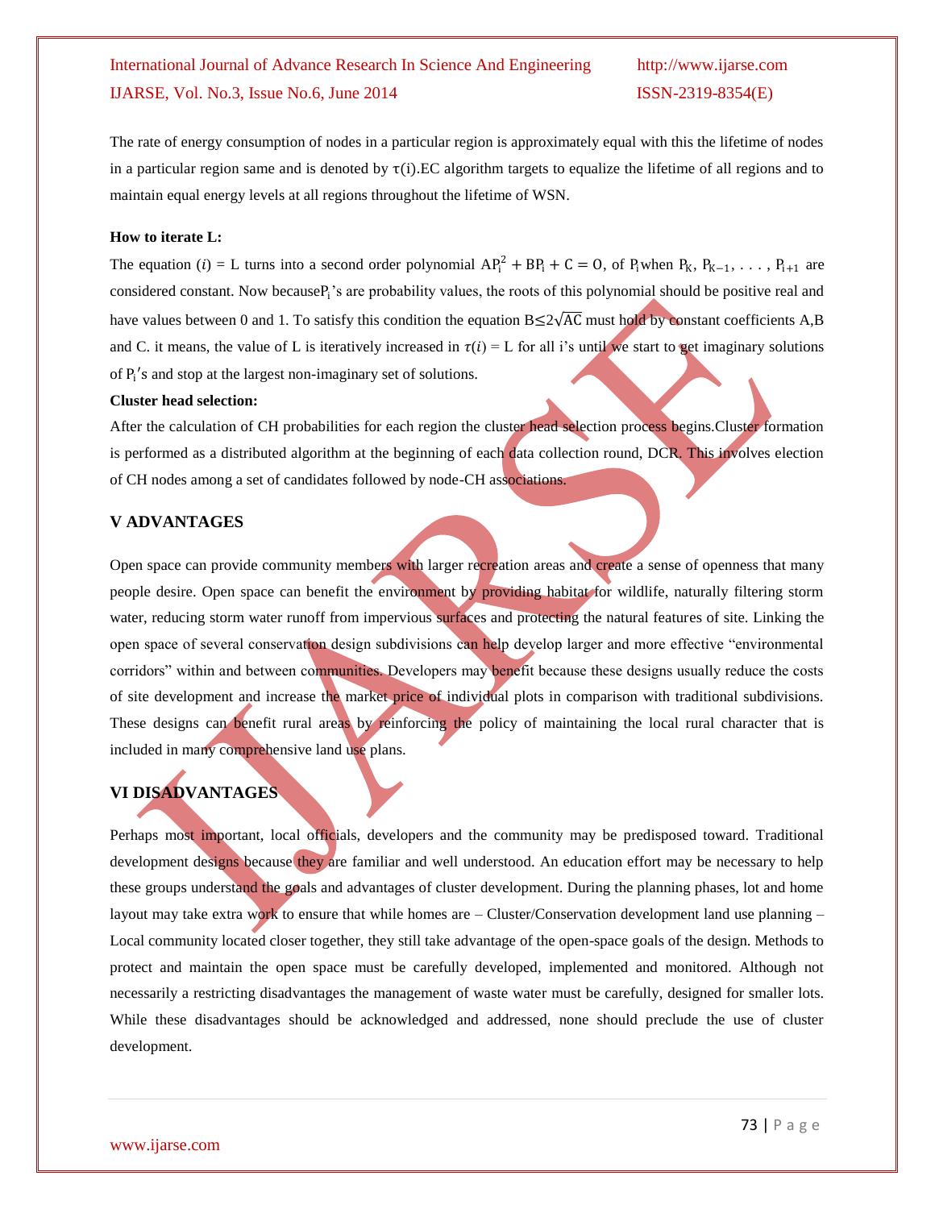The rate of energy consumption of nodes in a particular region is approximately equal with this the lifetime of nodes in a particular region same and is denoted by $\tau(i)$.EC algorithm targets to equalize the lifetime of all regions and to maintain equal energy levels at all regions throughout the lifetime of WSN.

**How to iterate L:**

The equation $(i)$ = L turns into a second order polynomial $AP_i^2 + BP_i + C = 0$, of $P_i$ when $P_K, P_{K-1}, \ldots, P_{i+1}$ are considered constant. Now because $P_i$'s are probability values, the roots of this polynomial should be positive real and have values between 0 and 1. To satisfy this condition the equation $B \leq 2\sqrt{AC}$ must hold by constant coefficients A,B and C. it means, the value of L is iteratively increased in $\tau(i)$ = L for all i's until we start to get imaginary solutions of $P_i$'s and stop at the largest non-imaginary set of solutions.

**Cluster head selection:**

After the calculation of CH probabilities for each region the cluster head selection process begins.Cluster formation is performed as a distributed algorithm at the beginning of each data collection round, DCR. This involves election of CH nodes among a set of candidates followed by node-CH associations.

## V ADVANTAGES

Open space can provide community members with larger recreation areas and create a sense of openness that many people desire. Open space can benefit the environment by providing habitat for wildlife, naturally filtering storm water, reducing storm water runoff from impervious surfaces and protecting the natural features of site. Linking the open space of several conservation design subdivisions can help develop larger and more effective "environmental corridors" within and between communities. Developers may benefit because these designs usually reduce the costs of site development and increase the market price of individual plots in comparison with traditional subdivisions. These designs can benefit rural areas by reinforcing the policy of maintaining the local rural character that is included in many comprehensive land use plans.

## VI DISADVANTAGES

Perhaps most important, local officials, developers and the community may be predisposed toward. Traditional development designs because they are familiar and well understood. An education effort may be necessary to help these groups understand the goals and advantages of cluster development. During the planning phases, lot and home layout may take extra work to ensure that while homes are – Cluster/Conservation development land use planning – Local community located closer together, they still take advantage of the open-space goals of the design. Methods to protect and maintain the open space must be carefully developed, implemented and monitored. Although not necessarily a restricting disadvantages the management of waste water must be carefully, designed for smaller lots. While these disadvantages should be acknowledged and addressed, none should preclude the use of cluster development.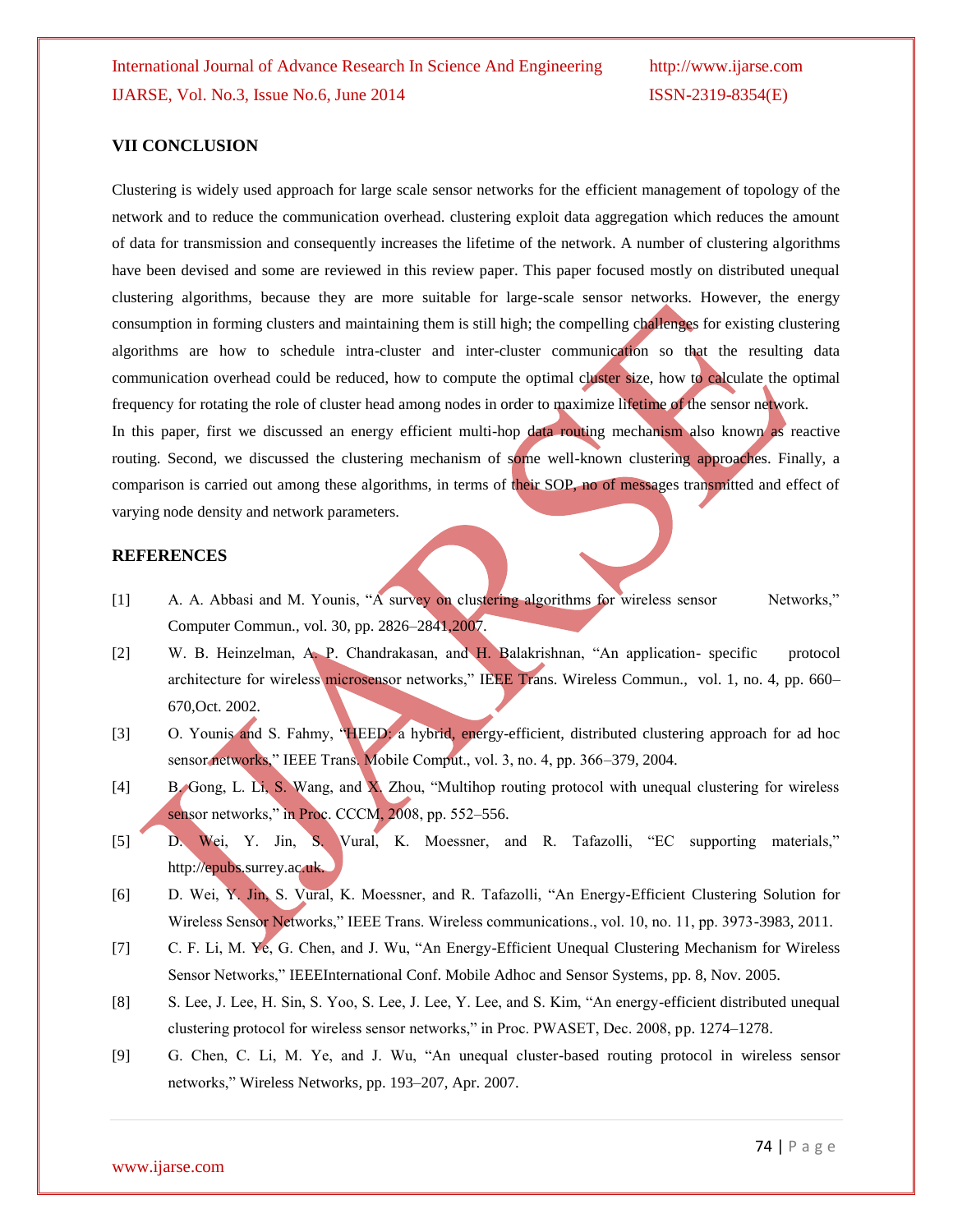## VII CONCLUSION

Clustering is widely used approach for large scale sensor networks for the efficient management of topology of the network and to reduce the communication overhead. clustering exploit data aggregation which reduces the amount of data for transmission and consequently increases the lifetime of the network. A number of clustering algorithms have been devised and some are reviewed in this review paper. This paper focused mostly on distributed unequal clustering algorithms, because they are more suitable for large-scale sensor networks. However, the energy consumption in forming clusters and maintaining them is still high; the compelling challenges for existing clustering algorithms are how to schedule intra-cluster and inter-cluster communication so that the resulting data communication overhead could be reduced, how to compute the optimal cluster size, how to calculate the optimal frequency for rotating the role of cluster head among nodes in order to maximize lifetime of the sensor network.

In this paper, first we discussed an energy efficient multi-hop data routing mechanism also known as reactive routing. Second, we discussed the clustering mechanism of some well-known clustering approaches. Finally, a comparison is carried out among these algorithms, in terms of their SOP, no of messages transmitted and effect of varying node density and network parameters.

## REFERENCES

[1] A. A. Abbasi and M. Younis, "A survey on clustering algorithms for wireless sensor Networks," Computer Commun., vol. 30, pp. 2826–2841,2007.

[2] W. B. Heinzelman, A. P. Chandrakasan, and H. Balakrishnan, "An application- specific protocol architecture for wireless microsensor networks," IEEE Trans. Wireless Commun., vol. 1, no. 4, pp. 660–670,Oct. 2002.

[3] O. Younis and S. Fahmy, "HEED: a hybrid, energy-efficient, distributed clustering approach for ad hoc sensor networks," IEEE Trans. Mobile Comput., vol. 3, no. 4, pp. 366–379, 2004.

[4] B. Gong, L. Li, S. Wang, and X. Zhou, "Multihop routing protocol with unequal clustering for wireless sensor networks," in Proc. CCCM, 2008, pp. 552–556.

[5] D. Wei, Y. Jin, S. Vural, K. Moessner, and R. Tafazolli, "EC supporting materials," http://epubs.surrey.ac.uk.

[6] D. Wei, Y. Jin, S. Vural, K. Moessner, and R. Tafazolli, "An Energy-Efficient Clustering Solution for Wireless Sensor Networks," IEEE Trans. Wireless communications., vol. 10, no. 11, pp. 3973-3983, 2011.

[7] C. F. Li, M. Ye, G. Chen, and J. Wu, "An Energy-Efficient Unequal Clustering Mechanism for Wireless Sensor Networks," IEEEInternational Conf. Mobile Adhoc and Sensor Systems, pp. 8, Nov. 2005.

[8] S. Lee, J. Lee, H. Sin, S. Yoo, S. Lee, J. Lee, Y. Lee, and S. Kim, "An energy-efficient distributed unequal clustering protocol for wireless sensor networks," in Proc. PWASET, Dec. 2008, pp. 1274–1278.

[9] G. Chen, C. Li, M. Ye, and J. Wu, "An unequal cluster-based routing protocol in wireless sensor networks," Wireless Networks, pp. 193–207, Apr. 2007.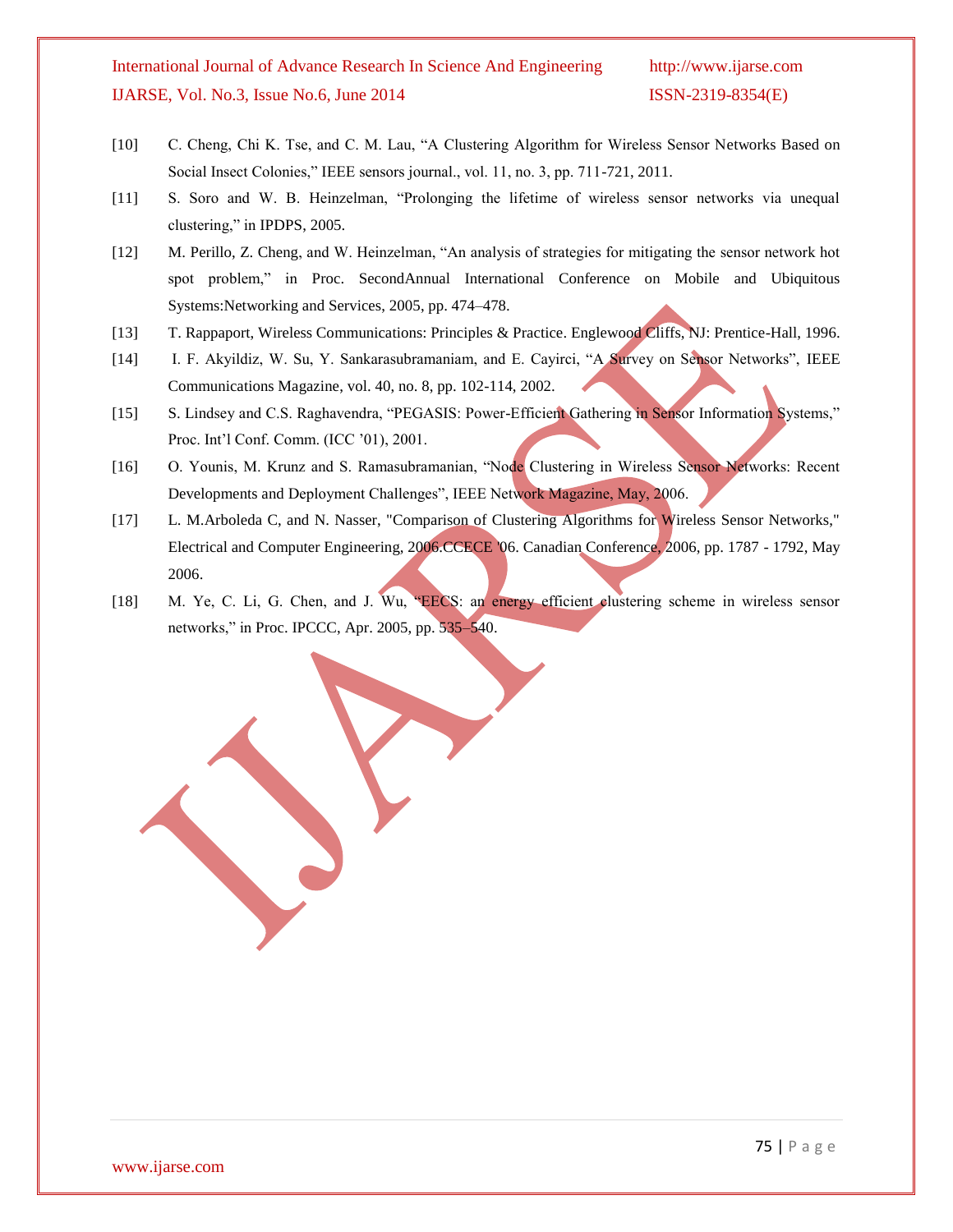[10] C. Cheng, Chi K. Tse, and C. M. Lau, "A Clustering Algorithm for Wireless Sensor Networks Based on Social Insect Colonies," IEEE sensors journal., vol. 11, no. 3, pp. 711-721, 2011.

[11] S. Soro and W. B. Heinzelman, "Prolonging the lifetime of wireless sensor networks via unequal clustering," in IPDPS, 2005.

[12] M. Perillo, Z. Cheng, and W. Heinzelman, "An analysis of strategies for mitigating the sensor network hot spot problem," in Proc. SecondAnnual International Conference on Mobile and Ubiquitous Systems:Networking and Services, 2005, pp. 474–478.

[13] T. Rappaport, Wireless Communications: Principles & Practice. Englewood Cliffs, NJ: Prentice-Hall, 1996.

[14] I. F. Akyildiz, W. Su, Y. Sankarasubramaniam, and E. Cayirci, "A Survey on Sensor Networks", IEEE Communications Magazine, vol. 40, no. 8, pp. 102-114, 2002.

[15] S. Lindsey and C.S. Raghavendra, "PEGASIS: Power-Efficient Gathering in Sensor Information Systems," Proc. Int'l Conf. Comm. (ICC '01), 2001.

[16] O. Younis, M. Krunz and S. Ramasubramanian, "Node Clustering in Wireless Sensor Networks: Recent Developments and Deployment Challenges", IEEE Network Magazine, May, 2006.

[17] L. M.Arboleda C, and N. Nasser, "Comparison of Clustering Algorithms for Wireless Sensor Networks," Electrical and Computer Engineering, 2006.CCECE '06. Canadian Conference, 2006, pp. 1787 - 1792, May 2006.

[18] M. Ye, C. Li, G. Chen, and J. Wu, "EECS: an energy efficient clustering scheme in wireless sensor networks," in Proc. IPCCC, Apr. 2005, pp. 535–540.